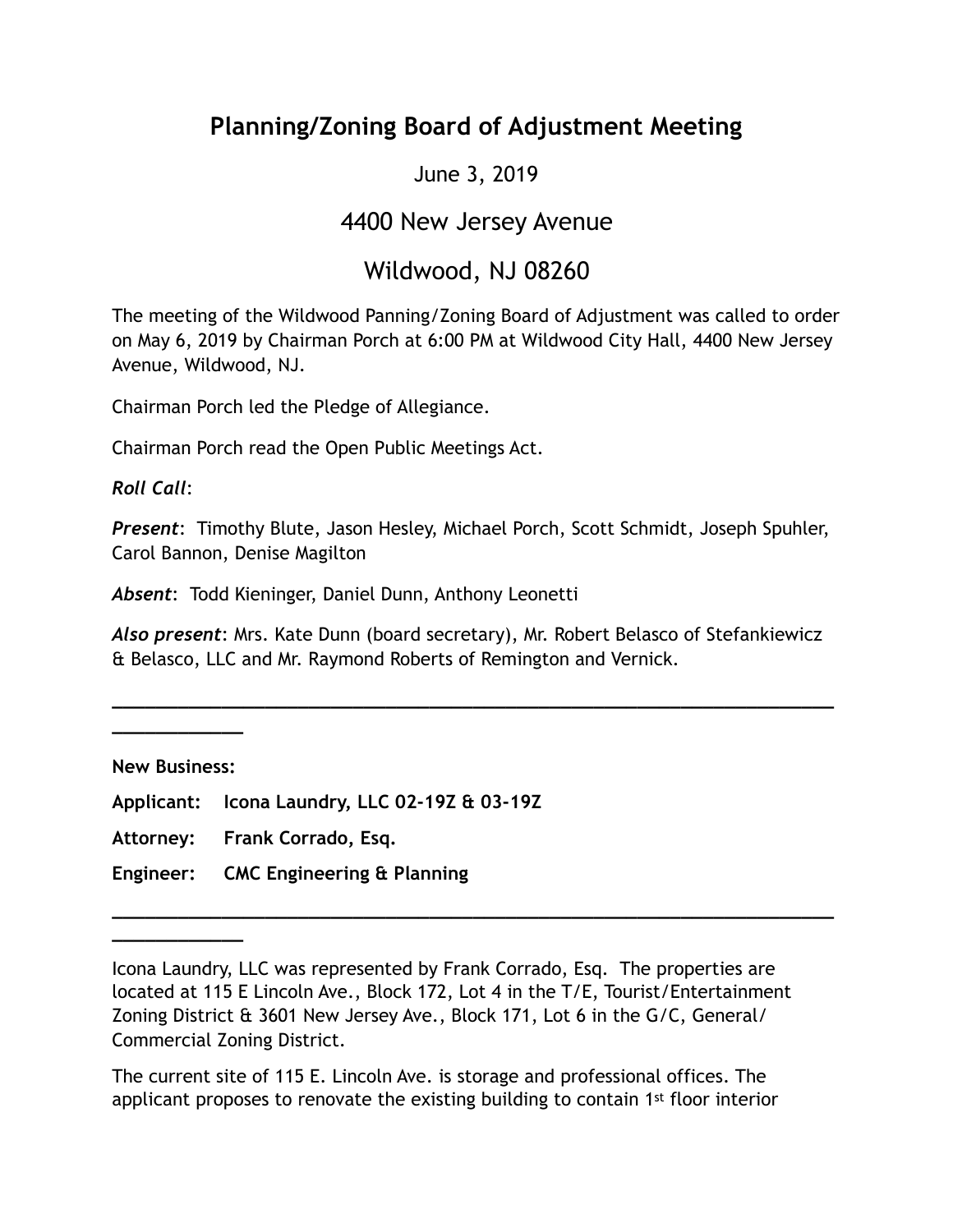# Planning/Zoning Board of Adjustment Meeting

June 3, 2019

## 4400 New Jersey Avenue

## Wildwood, NJ 08260

The meeting of the Wildwood Panning/Zoning Board of Adjustment was called to order on May 6, 2019 by Chairman Porch at 6:00 PM at Wildwood City Hall, 4400 New Jersey Avenue, Wildwood, NJ.

Chairman Porch led the Pledge of Allegiance.

Chairman Porch read the Open Public Meetings Act.

***Roll Call***:

***Present***: Timothy Blute, Jason Hesley, Michael Porch, Scott Schmidt, Joseph Spuhler, Carol Bannon, Denise Magilton

***Absent***: Todd Kieninger, Daniel Dunn, Anthony Leonetti

***Also present***: Mrs. Kate Dunn (board secretary), Mr. Robert Belasco of Stefankiewicz & Belasco, LLC and Mr. Raymond Roberts of Remington and Vernick.

---

**New Business:**

**Applicant: Icona Laundry, LLC 02-19Z & 03-19Z**

**Attorney: Frank Corrado, Esq.**

**Engineer: CMC Engineering & Planning**

---

Icona Laundry, LLC was represented by Frank Corrado, Esq. The properties are located at 115 E Lincoln Ave., Block 172, Lot 4 in the T/E, Tourist/Entertainment Zoning District & 3601 New Jersey Ave., Block 171, Lot 6 in the G/C, General/ Commercial Zoning District.

The current site of 115 E. Lincoln Ave. is storage and professional offices. The applicant proposes to renovate the existing building to contain 1st floor interior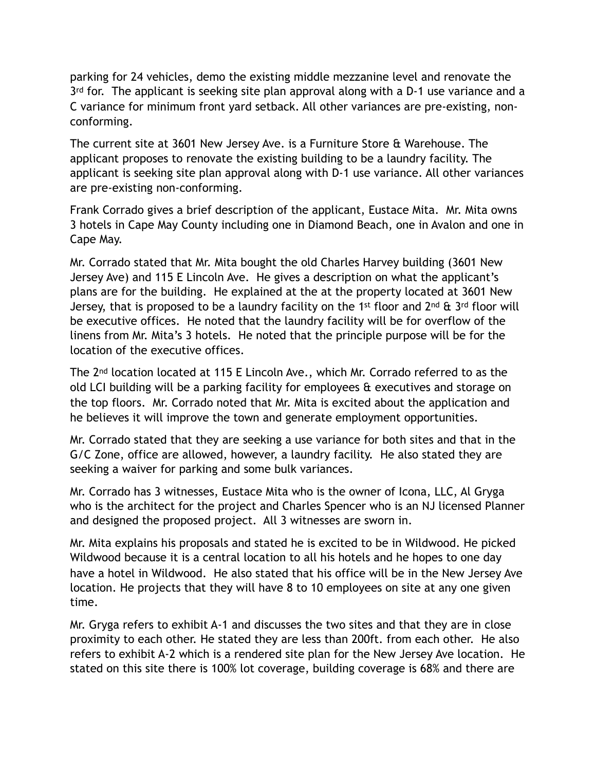parking for 24 vehicles, demo the existing middle mezzanine level and renovate the 3rd for. The applicant is seeking site plan approval along with a D-1 use variance and a C variance for minimum front yard setback. All other variances are pre-existing, non-conforming.

The current site at 3601 New Jersey Ave. is a Furniture Store & Warehouse. The applicant proposes to renovate the existing building to be a laundry facility. The applicant is seeking site plan approval along with D-1 use variance. All other variances are pre-existing non-conforming.

Frank Corrado gives a brief description of the applicant, Eustace Mita. Mr. Mita owns 3 hotels in Cape May County including one in Diamond Beach, one in Avalon and one in Cape May.

Mr. Corrado stated that Mr. Mita bought the old Charles Harvey building (3601 New Jersey Ave) and 115 E Lincoln Ave. He gives a description on what the applicant's plans are for the building. He explained at the at the property located at 3601 New Jersey, that is proposed to be a laundry facility on the 1st floor and 2nd & 3rd floor will be executive offices. He noted that the laundry facility will be for overflow of the linens from Mr. Mita's 3 hotels. He noted that the principle purpose will be for the location of the executive offices.

The 2nd location located at 115 E Lincoln Ave., which Mr. Corrado referred to as the old LCI building will be a parking facility for employees & executives and storage on the top floors. Mr. Corrado noted that Mr. Mita is excited about the application and he believes it will improve the town and generate employment opportunities.

Mr. Corrado stated that they are seeking a use variance for both sites and that in the G/C Zone, office are allowed, however, a laundry facility. He also stated they are seeking a waiver for parking and some bulk variances.

Mr. Corrado has 3 witnesses, Eustace Mita who is the owner of Icona, LLC, Al Gryga who is the architect for the project and Charles Spencer who is an NJ licensed Planner and designed the proposed project. All 3 witnesses are sworn in.

Mr. Mita explains his proposals and stated he is excited to be in Wildwood. He picked Wildwood because it is a central location to all his hotels and he hopes to one day have a hotel in Wildwood. He also stated that his office will be in the New Jersey Ave location. He projects that they will have 8 to 10 employees on site at any one given time.

Mr. Gryga refers to exhibit A-1 and discusses the two sites and that they are in close proximity to each other. He stated they are less than 200ft. from each other. He also refers to exhibit A-2 which is a rendered site plan for the New Jersey Ave location. He stated on this site there is 100% lot coverage, building coverage is 68% and there are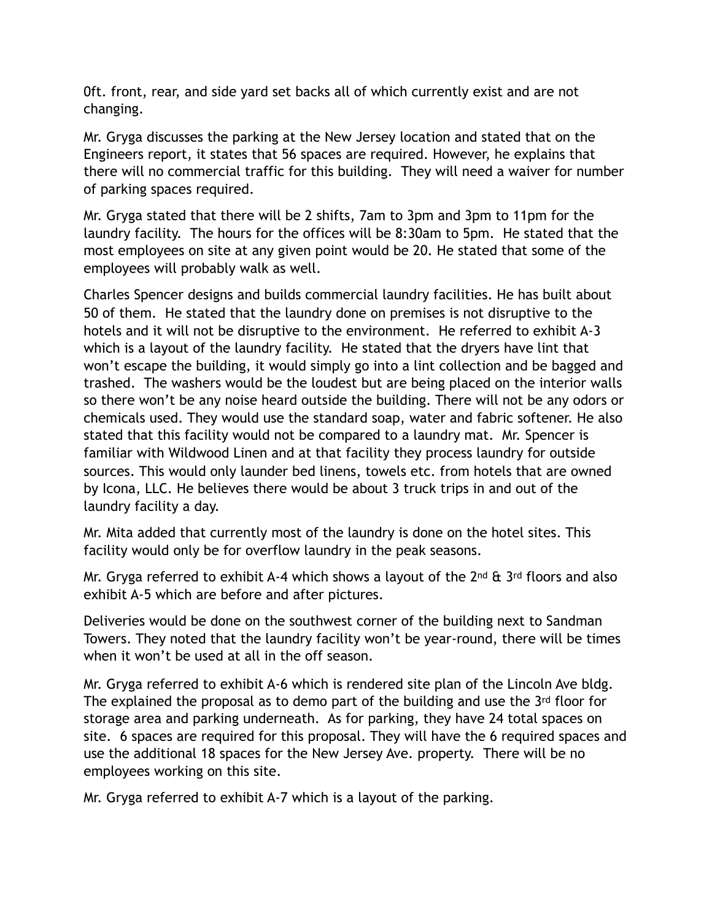0ft. front, rear, and side yard set backs all of which currently exist and are not changing.

Mr. Gryga discusses the parking at the New Jersey location and stated that on the Engineers report, it states that 56 spaces are required. However, he explains that there will no commercial traffic for this building. They will need a waiver for number of parking spaces required.

Mr. Gryga stated that there will be 2 shifts, 7am to 3pm and 3pm to 11pm for the laundry facility. The hours for the offices will be 8:30am to 5pm. He stated that the most employees on site at any given point would be 20. He stated that some of the employees will probably walk as well.

Charles Spencer designs and builds commercial laundry facilities. He has built about 50 of them. He stated that the laundry done on premises is not disruptive to the hotels and it will not be disruptive to the environment. He referred to exhibit A-3 which is a layout of the laundry facility. He stated that the dryers have lint that won't escape the building, it would simply go into a lint collection and be bagged and trashed. The washers would be the loudest but are being placed on the interior walls so there won't be any noise heard outside the building. There will not be any odors or chemicals used. They would use the standard soap, water and fabric softener. He also stated that this facility would not be compared to a laundry mat. Mr. Spencer is familiar with Wildwood Linen and at that facility they process laundry for outside sources. This would only launder bed linens, towels etc. from hotels that are owned by Icona, LLC. He believes there would be about 3 truck trips in and out of the laundry facility a day.

Mr. Mita added that currently most of the laundry is done on the hotel sites. This facility would only be for overflow laundry in the peak seasons.

Mr. Gryga referred to exhibit A-4 which shows a layout of the 2nd & 3rd floors and also exhibit A-5 which are before and after pictures.

Deliveries would be done on the southwest corner of the building next to Sandman Towers. They noted that the laundry facility won't be year-round, there will be times when it won't be used at all in the off season.

Mr. Gryga referred to exhibit A-6 which is rendered site plan of the Lincoln Ave bldg. The explained the proposal as to demo part of the building and use the 3rd floor for storage area and parking underneath. As for parking, they have 24 total spaces on site. 6 spaces are required for this proposal. They will have the 6 required spaces and use the additional 18 spaces for the New Jersey Ave. property. There will be no employees working on this site.

Mr. Gryga referred to exhibit A-7 which is a layout of the parking.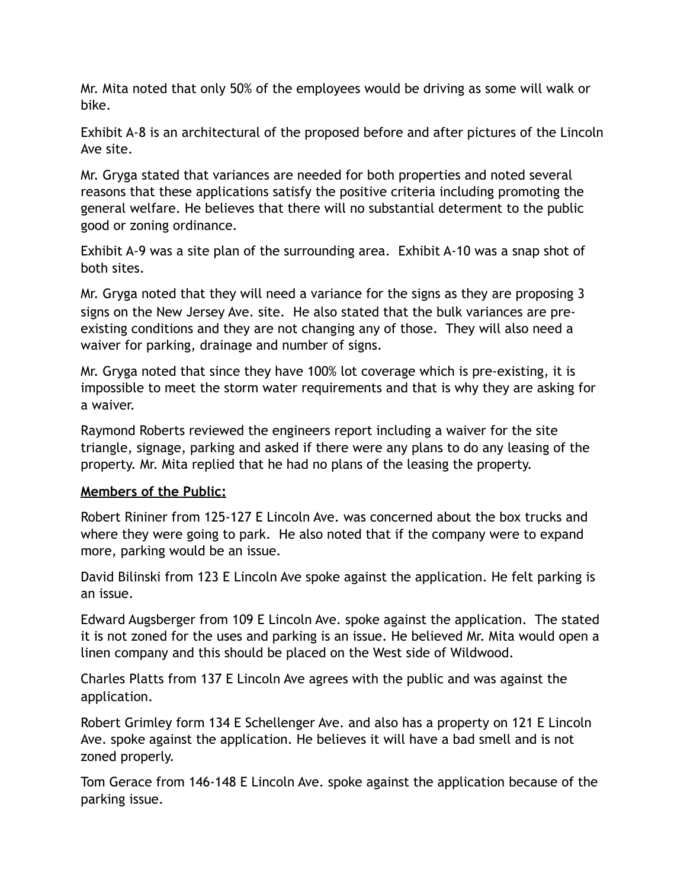Mr. Mita noted that only 50% of the employees would be driving as some will walk or bike.

Exhibit A-8 is an architectural of the proposed before and after pictures of the Lincoln Ave site.

Mr. Gryga stated that variances are needed for both properties and noted several reasons that these applications satisfy the positive criteria including promoting the general welfare. He believes that there will no substantial determent to the public good or zoning ordinance.

Exhibit A-9 was a site plan of the surrounding area. Exhibit A-10 was a snap shot of both sites.

Mr. Gryga noted that they will need a variance for the signs as they are proposing 3 signs on the New Jersey Ave. site. He also stated that the bulk variances are pre-existing conditions and they are not changing any of those. They will also need a waiver for parking, drainage and number of signs.

Mr. Gryga noted that since they have 100% lot coverage which is pre-existing, it is impossible to meet the storm water requirements and that is why they are asking for a waiver.

Raymond Roberts reviewed the engineers report including a waiver for the site triangle, signage, parking and asked if there were any plans to do any leasing of the property. Mr. Mita replied that he had no plans of the leasing the property.

**Members of the Public:**

Robert Rininer from 125-127 E Lincoln Ave. was concerned about the box trucks and where they were going to park. He also noted that if the company were to expand more, parking would be an issue.

David Bilinski from 123 E Lincoln Ave spoke against the application. He felt parking is an issue.

Edward Augsberger from 109 E Lincoln Ave. spoke against the application. The stated it is not zoned for the uses and parking is an issue. He believed Mr. Mita would open a linen company and this should be placed on the West side of Wildwood.

Charles Platts from 137 E Lincoln Ave agrees with the public and was against the application.

Robert Grimley form 134 E Schellenger Ave. and also has a property on 121 E Lincoln Ave. spoke against the application. He believes it will have a bad smell and is not zoned properly.

Tom Gerace from 146-148 E Lincoln Ave. spoke against the application because of the parking issue.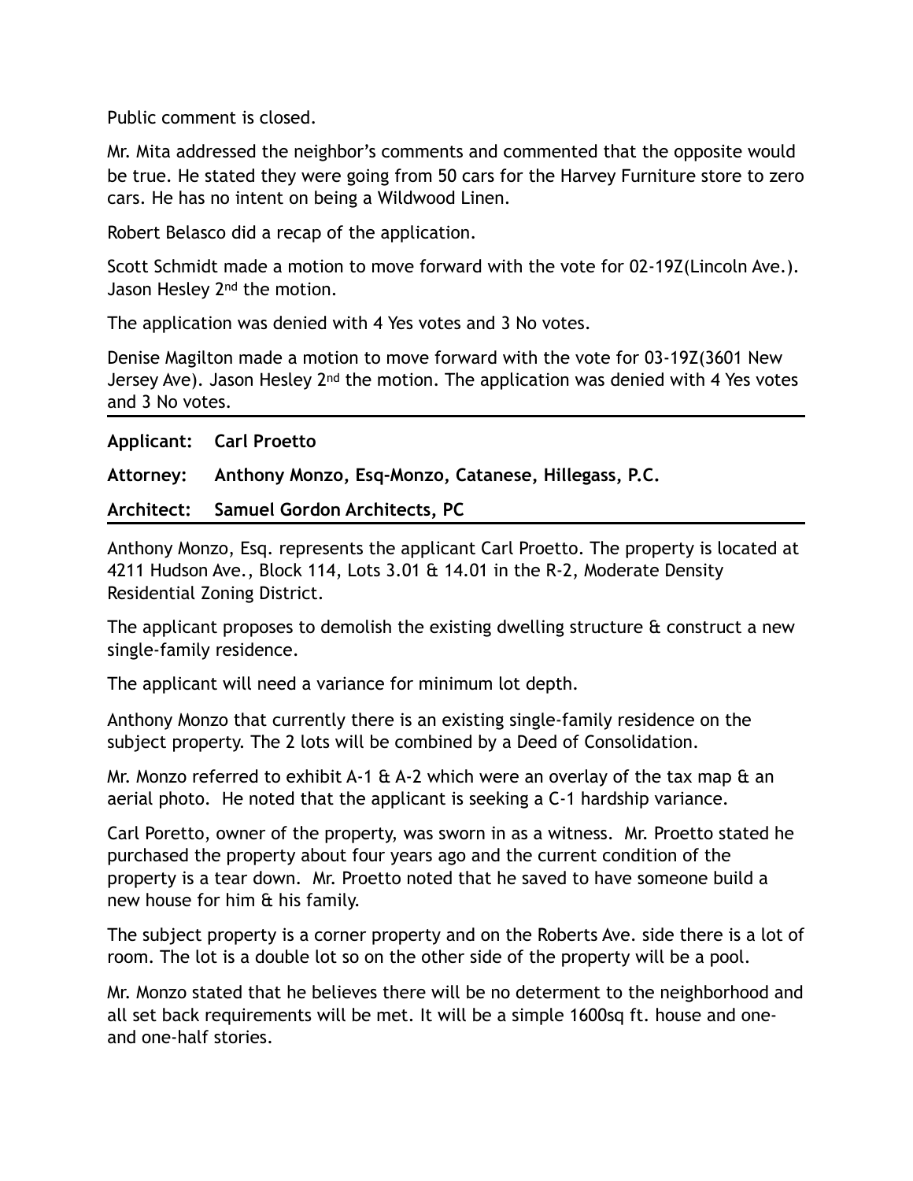Public comment is closed.

Mr. Mita addressed the neighbor's comments and commented that the opposite would be true. He stated they were going from 50 cars for the Harvey Furniture store to zero cars. He has no intent on being a Wildwood Linen.

Robert Belasco did a recap of the application.

Scott Schmidt made a motion to move forward with the vote for 02-19Z(Lincoln Ave.). Jason Hesley 2nd the motion.

The application was denied with 4 Yes votes and 3 No votes.

Denise Magilton made a motion to move forward with the vote for 03-19Z(3601 New Jersey Ave). Jason Hesley 2nd the motion. The application was denied with 4 Yes votes and 3 No votes.

---

**Applicant: Carl Proetto**

**Attorney: Anthony Monzo, Esq-Monzo, Catanese, Hillegass, P.C.**

**Architect: Samuel Gordon Architects, PC**

---

Anthony Monzo, Esq. represents the applicant Carl Proetto. The property is located at 4211 Hudson Ave., Block 114, Lots 3.01 & 14.01 in the R-2, Moderate Density Residential Zoning District.

The applicant proposes to demolish the existing dwelling structure & construct a new single-family residence.

The applicant will need a variance for minimum lot depth.

Anthony Monzo that currently there is an existing single-family residence on the subject property. The 2 lots will be combined by a Deed of Consolidation.

Mr. Monzo referred to exhibit A-1 & A-2 which were an overlay of the tax map & an aerial photo. He noted that the applicant is seeking a C-1 hardship variance.

Carl Poretto, owner of the property, was sworn in as a witness. Mr. Proetto stated he purchased the property about four years ago and the current condition of the property is a tear down. Mr. Proetto noted that he saved to have someone build a new house for him & his family.

The subject property is a corner property and on the Roberts Ave. side there is a lot of room. The lot is a double lot so on the other side of the property will be a pool.

Mr. Monzo stated that he believes there will be no determent to the neighborhood and all set back requirements will be met. It will be a simple 1600sq ft. house and one-and one-half stories.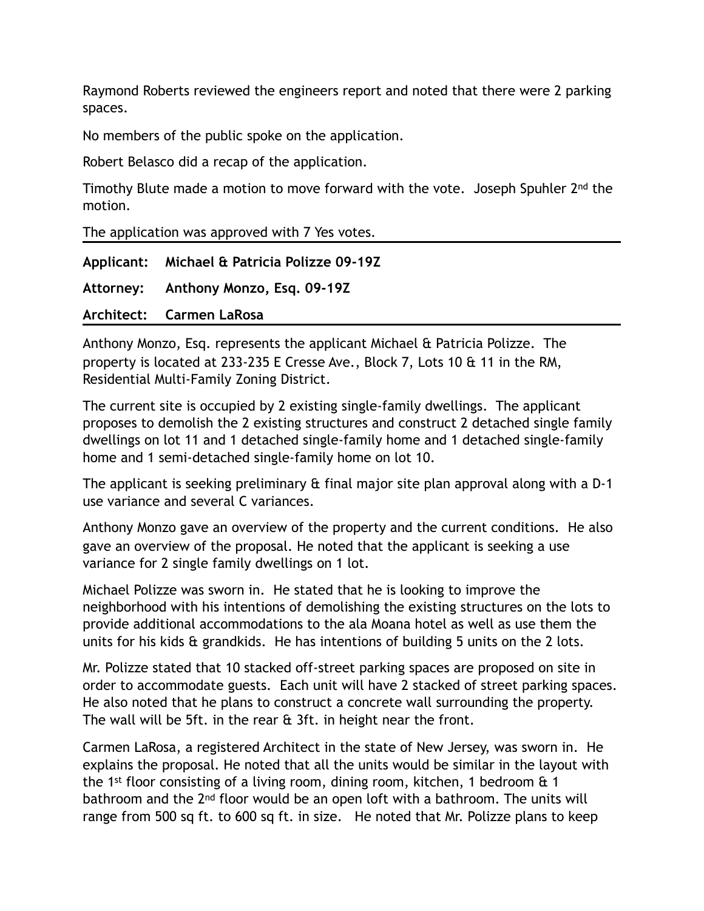Raymond Roberts reviewed the engineers report and noted that there were 2 parking spaces.

No members of the public spoke on the application.

Robert Belasco did a recap of the application.

Timothy Blute made a motion to move forward with the vote. Joseph Spuhler 2nd the motion.

The application was approved with 7 Yes votes.

---

**Applicant: Michael & Patricia Polizze 09-19Z**

**Attorney: Anthony Monzo, Esq. 09-19Z**

**Architect: Carmen LaRosa**

---

Anthony Monzo, Esq. represents the applicant Michael & Patricia Polizze. The property is located at 233-235 E Cresse Ave., Block 7, Lots 10 & 11 in the RM, Residential Multi-Family Zoning District.

The current site is occupied by 2 existing single-family dwellings. The applicant proposes to demolish the 2 existing structures and construct 2 detached single family dwellings on lot 11 and 1 detached single-family home and 1 detached single-family home and 1 semi-detached single-family home on lot 10.

The applicant is seeking preliminary & final major site plan approval along with a D-1 use variance and several C variances.

Anthony Monzo gave an overview of the property and the current conditions. He also gave an overview of the proposal. He noted that the applicant is seeking a use variance for 2 single family dwellings on 1 lot.

Michael Polizze was sworn in. He stated that he is looking to improve the neighborhood with his intentions of demolishing the existing structures on the lots to provide additional accommodations to the ala Moana hotel as well as use them the units for his kids & grandkids. He has intentions of building 5 units on the 2 lots.

Mr. Polizze stated that 10 stacked off-street parking spaces are proposed on site in order to accommodate guests. Each unit will have 2 stacked of street parking spaces. He also noted that he plans to construct a concrete wall surrounding the property. The wall will be 5ft. in the rear & 3ft. in height near the front.

Carmen LaRosa, a registered Architect in the state of New Jersey, was sworn in. He explains the proposal. He noted that all the units would be similar in the layout with the 1st floor consisting of a living room, dining room, kitchen, 1 bedroom & 1 bathroom and the 2nd floor would be an open loft with a bathroom. The units will range from 500 sq ft. to 600 sq ft. in size. He noted that Mr. Polizze plans to keep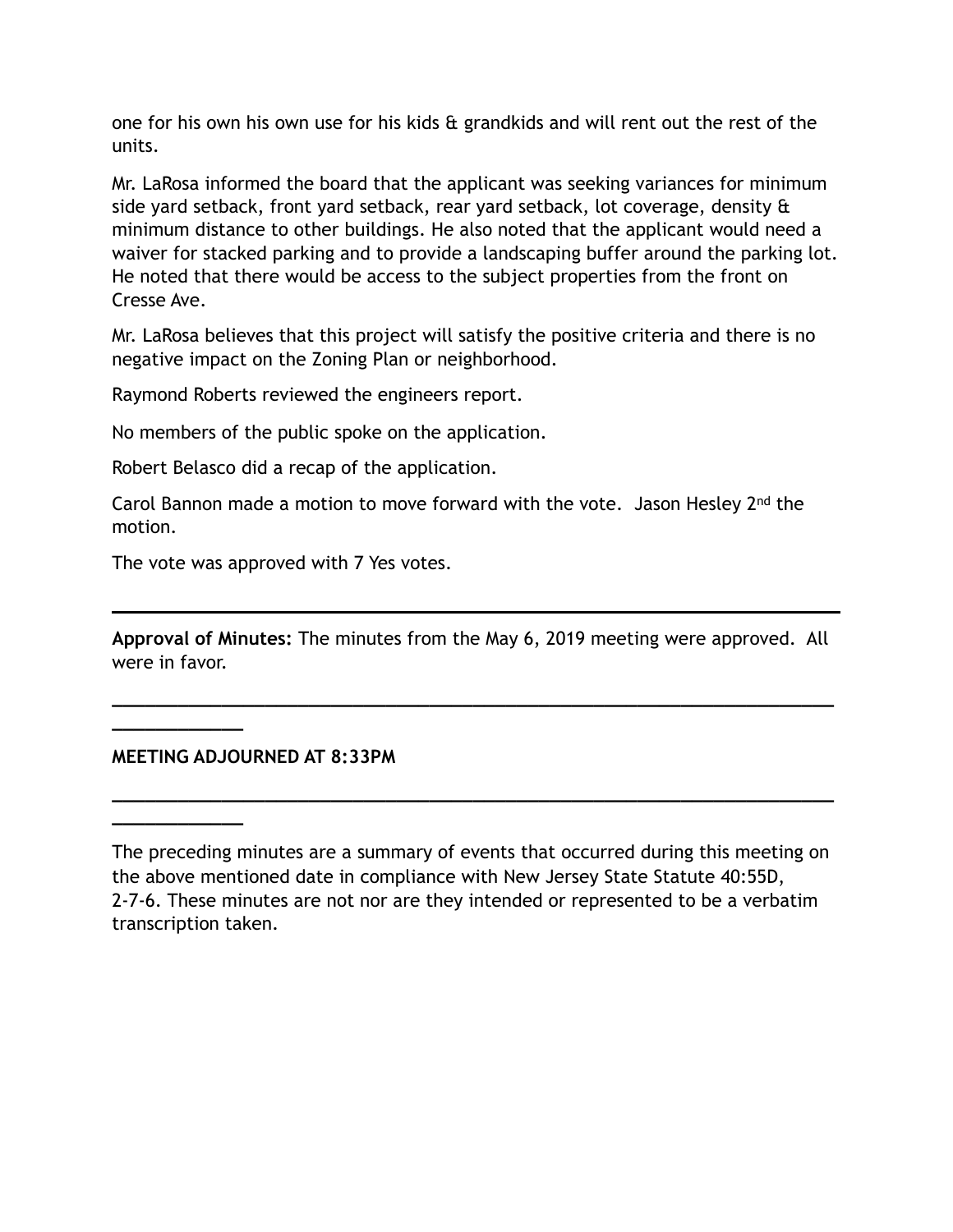one for his own his own use for his kids & grandkids and will rent out the rest of the units.

Mr. LaRosa informed the board that the applicant was seeking variances for minimum side yard setback, front yard setback, rear yard setback, lot coverage, density & minimum distance to other buildings. He also noted that the applicant would need a waiver for stacked parking and to provide a landscaping buffer around the parking lot. He noted that there would be access to the subject properties from the front on Cresse Ave.

Mr. LaRosa believes that this project will satisfy the positive criteria and there is no negative impact on the Zoning Plan or neighborhood.

Raymond Roberts reviewed the engineers report.

No members of the public spoke on the application.

Robert Belasco did a recap of the application.

Carol Bannon made a motion to move forward with the vote. Jason Hesley 2nd the motion.

The vote was approved with 7 Yes votes.

---

**Approval of Minutes:** The minutes from the May 6, 2019 meeting were approved. All were in favor.

---

**MEETING ADJOURNED AT 8:33PM**

---

The preceding minutes are a summary of events that occurred during this meeting on the above mentioned date in compliance with New Jersey State Statute 40:55D, 2-7-6. These minutes are not nor are they intended or represented to be a verbatim transcription taken.